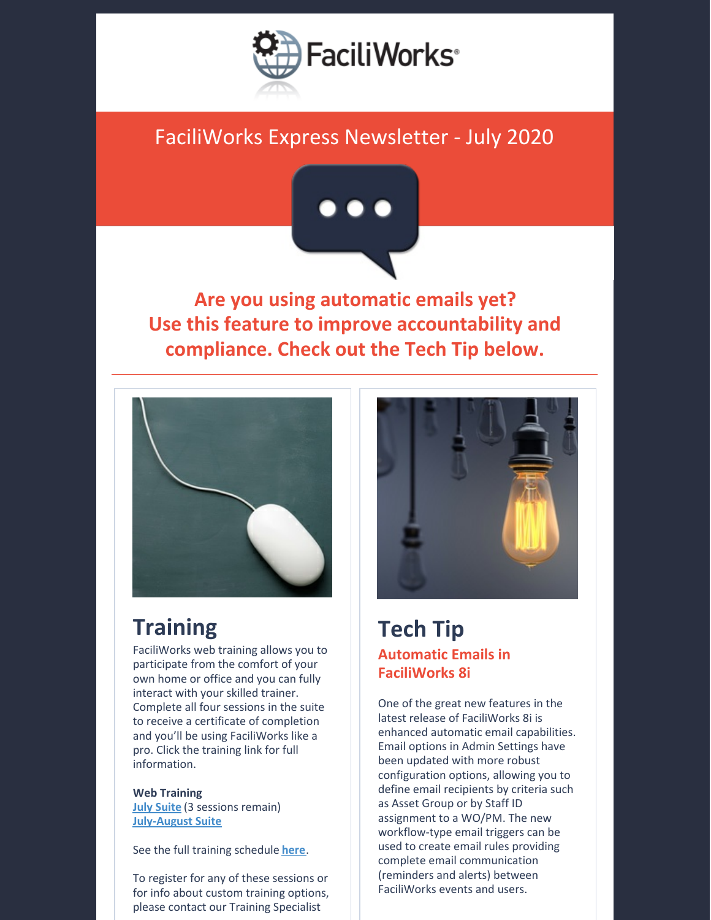FaciliWorks®

# FaciliWorks Express Newsletter - July 2020

## Are you using automatic emails yet? Use this feature to improve accountability and compliance. Check out the Tech Tip below.

## Training

FaciliWorks web training allows you to participate from the comfort of your own home or office and you can fully interact with your skilled trainer. Complete all four sessions in the suite to receive a certificate of completion and you'll be using FaciliWorks like a pro. Click the training link for full information.

**Web Training**
July Suite (3 sessions remain)
July-August Suite

See the full training schedule here.

To register for any of these sessions or for info about custom training options, please contact our Training Specialist

## Tech Tip

### Automatic Emails in FaciliWorks 8i

One of the great new features in the latest release of FaciliWorks 8i is enhanced automatic email capabilities. Email options in Admin Settings have been updated with more robust configuration options, allowing you to define email recipients by criteria such as Asset Group or by Staff ID assignment to a WO/PM. The new workflow-type email triggers can be used to create email rules providing complete email communication (reminders and alerts) between FaciliWorks events and users.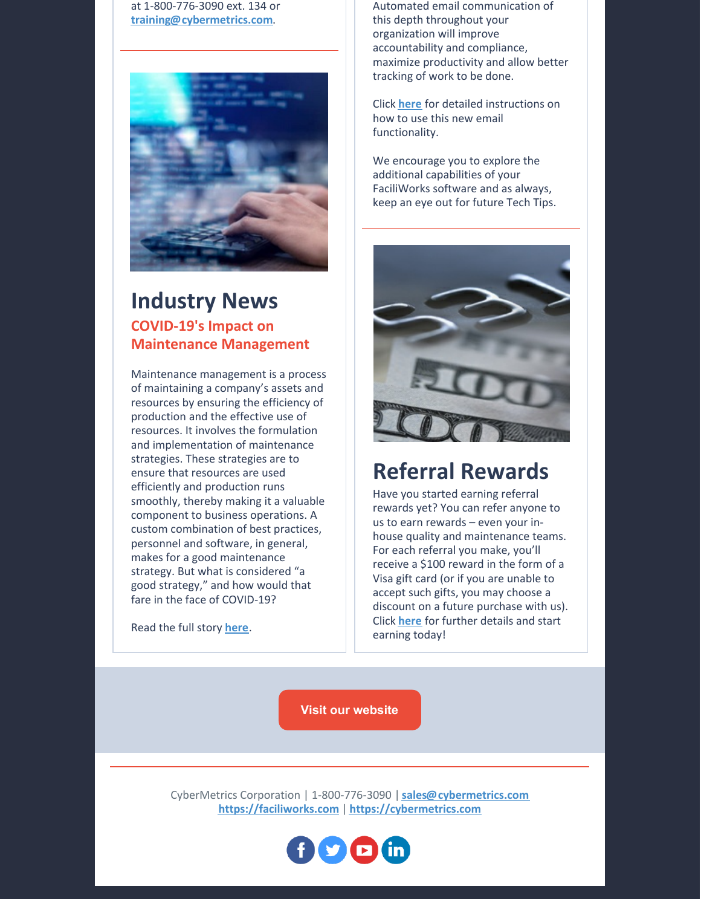at 1-800-776-3090 ext. 134 or **training@cybermetrics.com**.

Automated email communication of this depth throughout your organization will improve accountability and compliance, maximize productivity and allow better tracking of work to be done.

Click **here** for detailed instructions on how to use this new email functionality.

We encourage you to explore the additional capabilities of your FaciliWorks software and as always, keep an eye out for future Tech Tips.

# Industry News

## COVID-19's Impact on Maintenance Management

Maintenance management is a process of maintaining a company's assets and resources by ensuring the efficiency of production and the effective use of resources. It involves the formulation and implementation of maintenance strategies. These strategies are to ensure that resources are used efficiently and production runs smoothly, thereby making it a valuable component to business operations. A custom combination of best practices, personnel and software, in general, makes for a good maintenance strategy. But what is considered "a good strategy," and how would that fare in the face of COVID-19?

Read the full story **here**.

# Referral Rewards

Have you started earning referral rewards yet? You can refer anyone to us to earn rewards – even your in-house quality and maintenance teams. For each referral you make, you'll receive a $100 reward in the form of a Visa gift card (or if you are unable to accept such gifts, you may choose a discount on a future purchase with us). Click **here** for further details and start earning today!

**Visit our website**

CyberMetrics Corporation | 1-800-776-3090 | **sales@cybermetrics.com**
**https://faciliworks.com** | **https://cybermetrics.com**